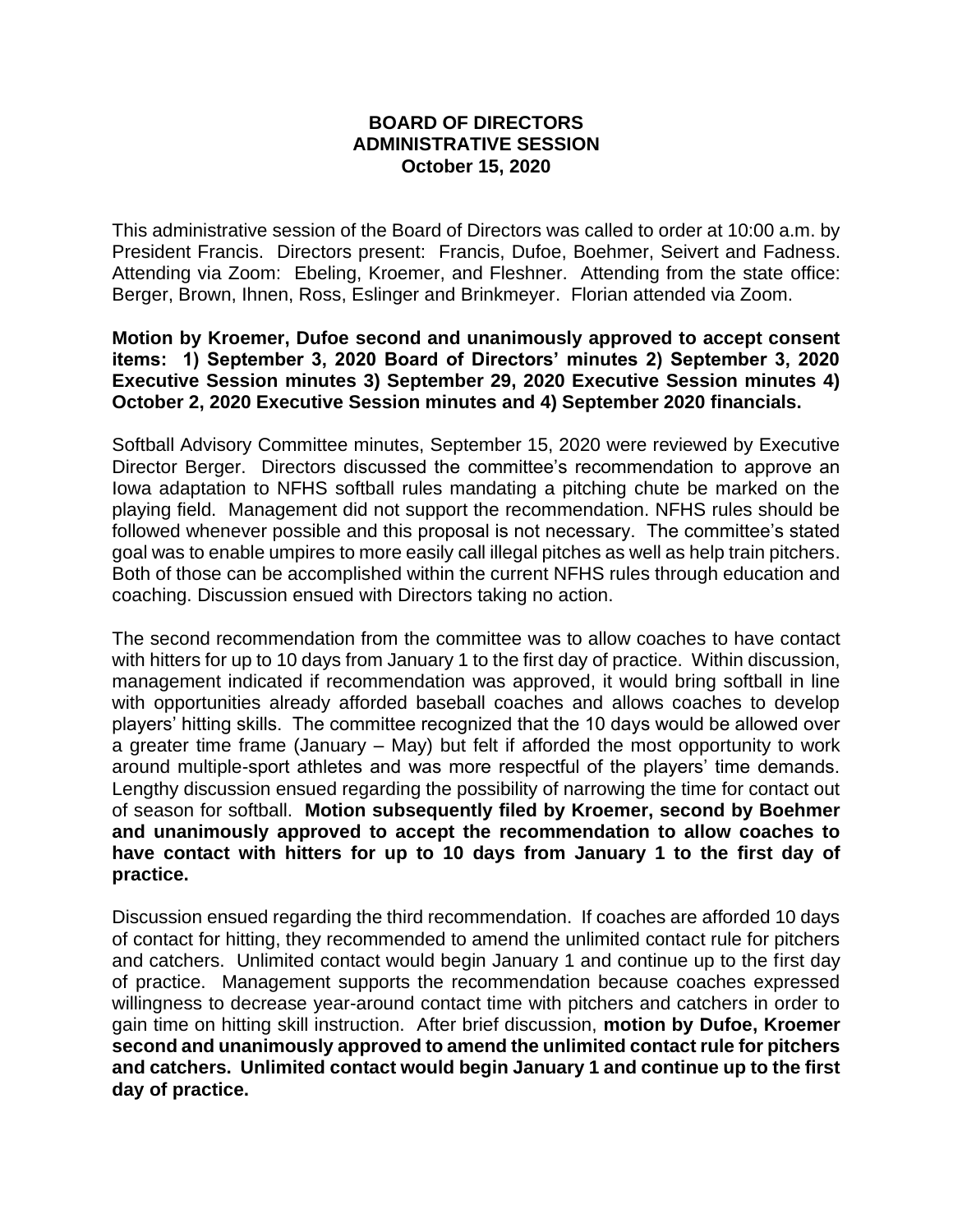**BOARD OF DIRECTORS**
**ADMINISTRATIVE SESSION**
**October 15, 2020**

This administrative session of the Board of Directors was called to order at 10:00 a.m. by President Francis. Directors present: Francis, Dufoe, Boehmer, Seivert and Fadness. Attending via Zoom: Ebeling, Kroemer, and Fleshner. Attending from the state office: Berger, Brown, Ihnen, Ross, Eslinger and Brinkmeyer. Florian attended via Zoom.

**Motion by Kroemer, Dufoe second and unanimously approved to accept consent items: 1) September 3, 2020 Board of Directors' minutes 2) September 3, 2020 Executive Session minutes 3) September 29, 2020 Executive Session minutes 4) October 2, 2020 Executive Session minutes and 4) September 2020 financials.**

Softball Advisory Committee minutes, September 15, 2020 were reviewed by Executive Director Berger. Directors discussed the committee's recommendation to approve an Iowa adaptation to NFHS softball rules mandating a pitching chute be marked on the playing field. Management did not support the recommendation. NFHS rules should be followed whenever possible and this proposal is not necessary. The committee's stated goal was to enable umpires to more easily call illegal pitches as well as help train pitchers. Both of those can be accomplished within the current NFHS rules through education and coaching. Discussion ensued with Directors taking no action.

The second recommendation from the committee was to allow coaches to have contact with hitters for up to 10 days from January 1 to the first day of practice. Within discussion, management indicated if recommendation was approved, it would bring softball in line with opportunities already afforded baseball coaches and allows coaches to develop players' hitting skills. The committee recognized that the 10 days would be allowed over a greater time frame (January – May) but felt if afforded the most opportunity to work around multiple-sport athletes and was more respectful of the players' time demands. Lengthy discussion ensued regarding the possibility of narrowing the time for contact out of season for softball. **Motion subsequently filed by Kroemer, second by Boehmer and unanimously approved to accept the recommendation to allow coaches to have contact with hitters for up to 10 days from January 1 to the first day of practice.**

Discussion ensued regarding the third recommendation. If coaches are afforded 10 days of contact for hitting, they recommended to amend the unlimited contact rule for pitchers and catchers. Unlimited contact would begin January 1 and continue up to the first day of practice. Management supports the recommendation because coaches expressed willingness to decrease year-around contact time with pitchers and catchers in order to gain time on hitting skill instruction. After brief discussion, **motion by Dufoe, Kroemer second and unanimously approved to amend the unlimited contact rule for pitchers and catchers. Unlimited contact would begin January 1 and continue up to the first day of practice.**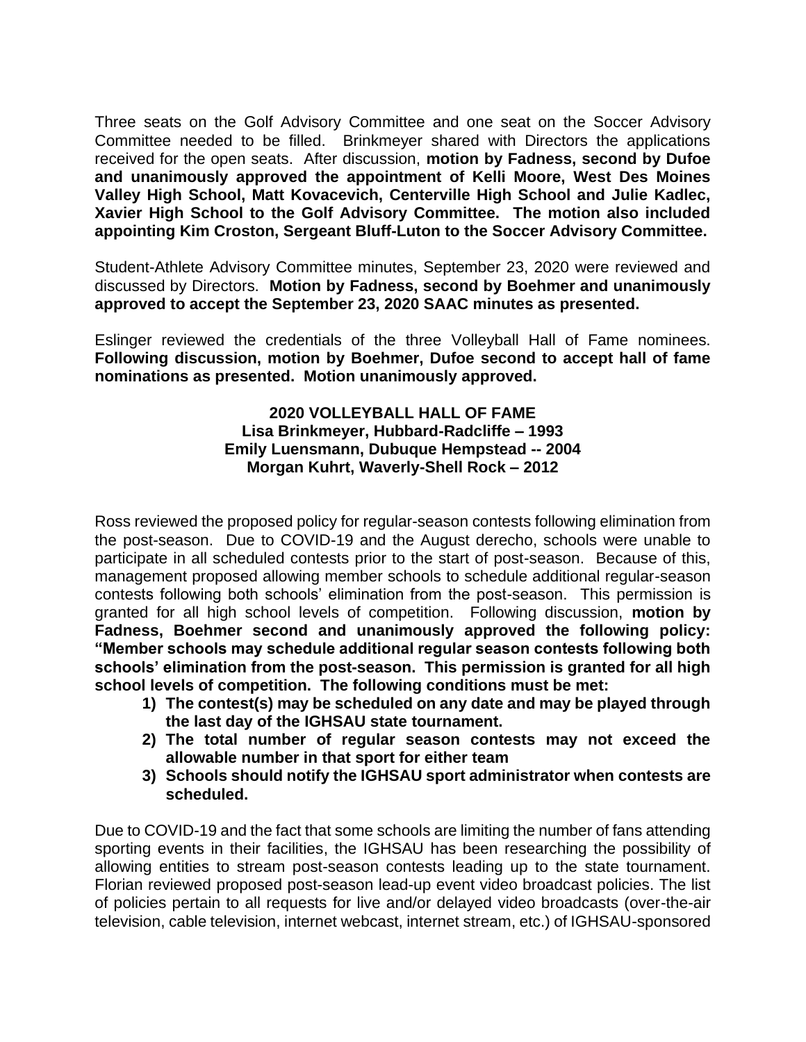Three seats on the Golf Advisory Committee and one seat on the Soccer Advisory Committee needed to be filled. Brinkmeyer shared with Directors the applications received for the open seats. After discussion, **motion by Fadness, second by Dufoe and unanimously approved the appointment of Kelli Moore, West Des Moines Valley High School, Matt Kovacevich, Centerville High School and Julie Kadlec, Xavier High School to the Golf Advisory Committee. The motion also included appointing Kim Croston, Sergeant Bluff-Luton to the Soccer Advisory Committee.**

Student-Athlete Advisory Committee minutes, September 23, 2020 were reviewed and discussed by Directors. **Motion by Fadness, second by Boehmer and unanimously approved to accept the September 23, 2020 SAAC minutes as presented.**

Eslinger reviewed the credentials of the three Volleyball Hall of Fame nominees. **Following discussion, motion by Boehmer, Dufoe second to accept hall of fame nominations as presented. Motion unanimously approved.**

**2020 VOLLEYBALL HALL OF FAME**
**Lisa Brinkmeyer, Hubbard-Radcliffe – 1993**
**Emily Luensmann, Dubuque Hempstead -- 2004**
**Morgan Kuhrt, Waverly-Shell Rock – 2012**

Ross reviewed the proposed policy for regular-season contests following elimination from the post-season. Due to COVID-19 and the August derecho, schools were unable to participate in all scheduled contests prior to the start of post-season. Because of this, management proposed allowing member schools to schedule additional regular-season contests following both schools' elimination from the post-season. This permission is granted for all high school levels of competition. Following discussion, **motion by Fadness, Boehmer second and unanimously approved the following policy: "Member schools may schedule additional regular season contests following both schools' elimination from the post-season. This permission is granted for all high school levels of competition. The following conditions must be met:**

1) **The contest(s) may be scheduled on any date and may be played through the last day of the IGHSAU state tournament.**
2) **The total number of regular season contests may not exceed the allowable number in that sport for either team**
3) **Schools should notify the IGHSAU sport administrator when contests are scheduled.**

Due to COVID-19 and the fact that some schools are limiting the number of fans attending sporting events in their facilities, the IGHSAU has been researching the possibility of allowing entities to stream post-season contests leading up to the state tournament. Florian reviewed proposed post-season lead-up event video broadcast policies. The list of policies pertain to all requests for live and/or delayed video broadcasts (over-the-air television, cable television, internet webcast, internet stream, etc.) of IGHSAU-sponsored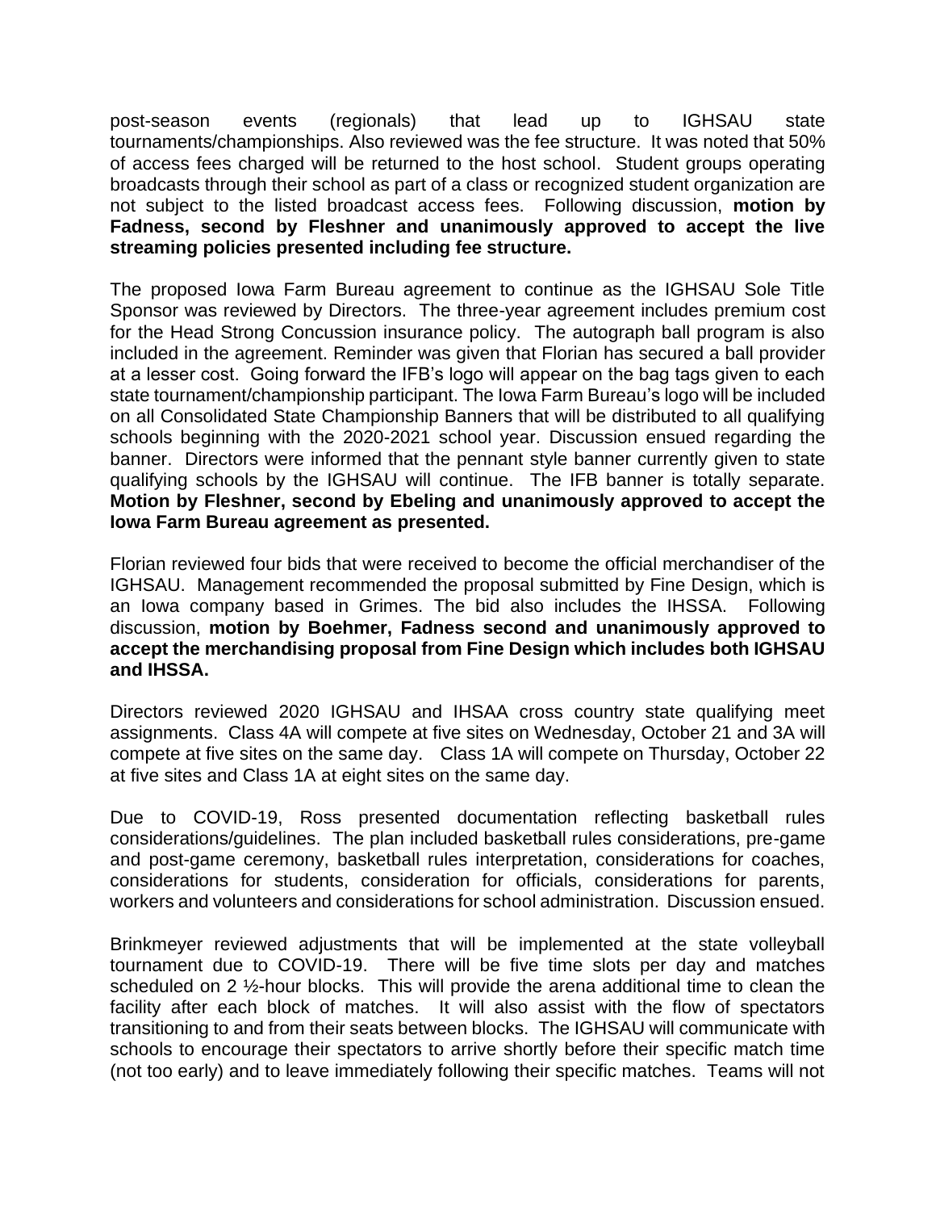post-season events (regionals) that lead up to IGHSAU state tournaments/championships. Also reviewed was the fee structure. It was noted that 50% of access fees charged will be returned to the host school. Student groups operating broadcasts through their school as part of a class or recognized student organization are not subject to the listed broadcast access fees. Following discussion, **motion by Fadness, second by Fleshner and unanimously approved to accept the live streaming policies presented including fee structure.**

The proposed Iowa Farm Bureau agreement to continue as the IGHSAU Sole Title Sponsor was reviewed by Directors. The three-year agreement includes premium cost for the Head Strong Concussion insurance policy. The autograph ball program is also included in the agreement. Reminder was given that Florian has secured a ball provider at a lesser cost. Going forward the IFB's logo will appear on the bag tags given to each state tournament/championship participant. The Iowa Farm Bureau's logo will be included on all Consolidated State Championship Banners that will be distributed to all qualifying schools beginning with the 2020-2021 school year. Discussion ensued regarding the banner. Directors were informed that the pennant style banner currently given to state qualifying schools by the IGHSAU will continue. The IFB banner is totally separate. **Motion by Fleshner, second by Ebeling and unanimously approved to accept the Iowa Farm Bureau agreement as presented.**

Florian reviewed four bids that were received to become the official merchandiser of the IGHSAU. Management recommended the proposal submitted by Fine Design, which is an Iowa company based in Grimes. The bid also includes the IHSSA. Following discussion, **motion by Boehmer, Fadness second and unanimously approved to accept the merchandising proposal from Fine Design which includes both IGHSAU and IHSSA.**

Directors reviewed 2020 IGHSAU and IHSAA cross country state qualifying meet assignments. Class 4A will compete at five sites on Wednesday, October 21 and 3A will compete at five sites on the same day. Class 1A will compete on Thursday, October 22 at five sites and Class 1A at eight sites on the same day.

Due to COVID-19, Ross presented documentation reflecting basketball rules considerations/guidelines. The plan included basketball rules considerations, pre-game and post-game ceremony, basketball rules interpretation, considerations for coaches, considerations for students, consideration for officials, considerations for parents, workers and volunteers and considerations for school administration. Discussion ensued.

Brinkmeyer reviewed adjustments that will be implemented at the state volleyball tournament due to COVID-19. There will be five time slots per day and matches scheduled on 2 ½-hour blocks. This will provide the arena additional time to clean the facility after each block of matches. It will also assist with the flow of spectators transitioning to and from their seats between blocks. The IGHSAU will communicate with schools to encourage their spectators to arrive shortly before their specific match time (not too early) and to leave immediately following their specific matches. Teams will not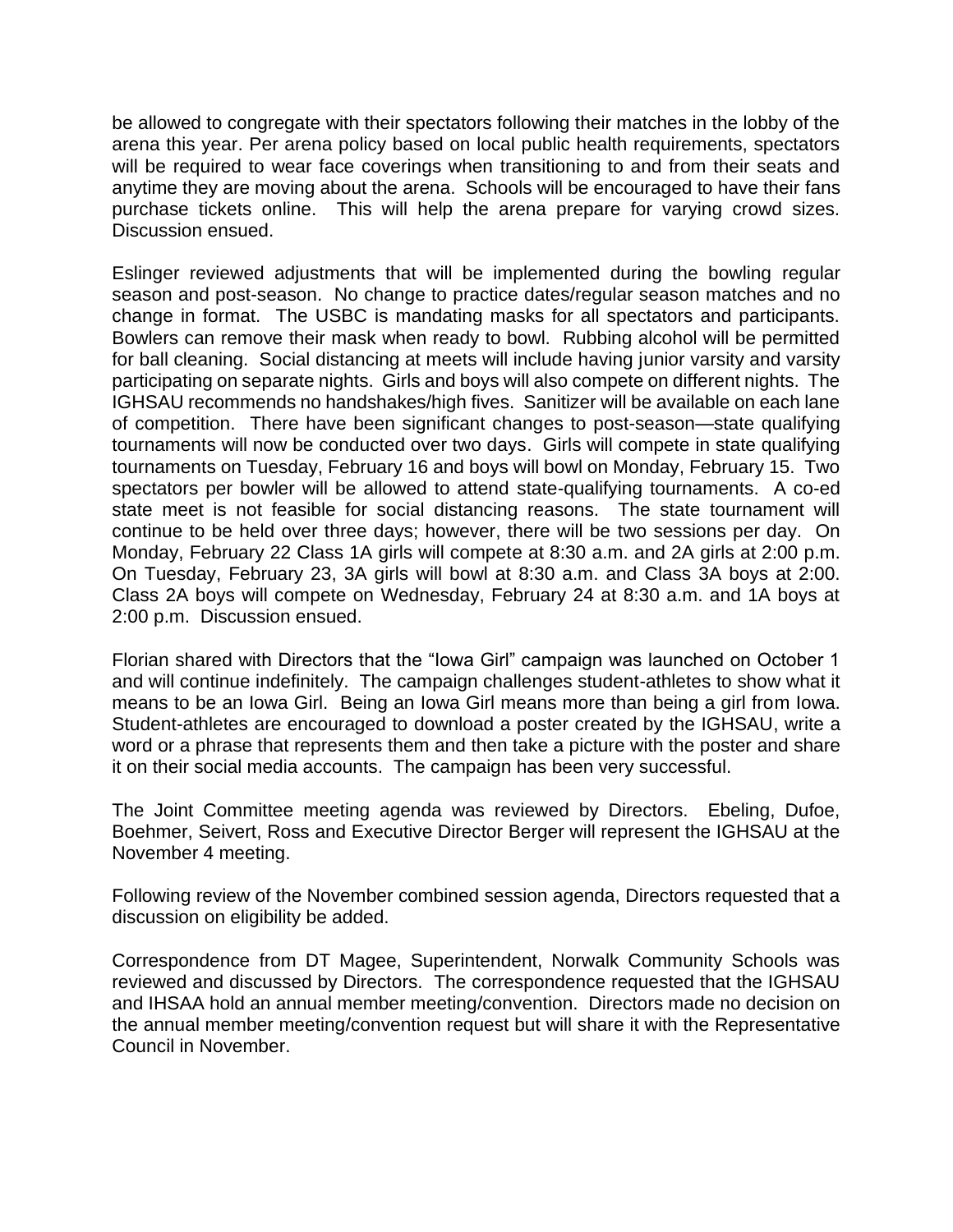be allowed to congregate with their spectators following their matches in the lobby of the arena this year. Per arena policy based on local public health requirements, spectators will be required to wear face coverings when transitioning to and from their seats and anytime they are moving about the arena. Schools will be encouraged to have their fans purchase tickets online. This will help the arena prepare for varying crowd sizes. Discussion ensued.

Eslinger reviewed adjustments that will be implemented during the bowling regular season and post-season. No change to practice dates/regular season matches and no change in format. The USBC is mandating masks for all spectators and participants. Bowlers can remove their mask when ready to bowl. Rubbing alcohol will be permitted for ball cleaning. Social distancing at meets will include having junior varsity and varsity participating on separate nights. Girls and boys will also compete on different nights. The IGHSAU recommends no handshakes/high fives. Sanitizer will be available on each lane of competition. There have been significant changes to post-season—state qualifying tournaments will now be conducted over two days. Girls will compete in state qualifying tournaments on Tuesday, February 16 and boys will bowl on Monday, February 15. Two spectators per bowler will be allowed to attend state-qualifying tournaments. A co-ed state meet is not feasible for social distancing reasons. The state tournament will continue to be held over three days; however, there will be two sessions per day. On Monday, February 22 Class 1A girls will compete at 8:30 a.m. and 2A girls at 2:00 p.m. On Tuesday, February 23, 3A girls will bowl at 8:30 a.m. and Class 3A boys at 2:00. Class 2A boys will compete on Wednesday, February 24 at 8:30 a.m. and 1A boys at 2:00 p.m. Discussion ensued.

Florian shared with Directors that the "Iowa Girl" campaign was launched on October 1 and will continue indefinitely. The campaign challenges student-athletes to show what it means to be an Iowa Girl. Being an Iowa Girl means more than being a girl from Iowa. Student-athletes are encouraged to download a poster created by the IGHSAU, write a word or a phrase that represents them and then take a picture with the poster and share it on their social media accounts. The campaign has been very successful.

The Joint Committee meeting agenda was reviewed by Directors. Ebeling, Dufoe, Boehmer, Seivert, Ross and Executive Director Berger will represent the IGHSAU at the November 4 meeting.

Following review of the November combined session agenda, Directors requested that a discussion on eligibility be added.

Correspondence from DT Magee, Superintendent, Norwalk Community Schools was reviewed and discussed by Directors. The correspondence requested that the IGHSAU and IHSAA hold an annual member meeting/convention. Directors made no decision on the annual member meeting/convention request but will share it with the Representative Council in November.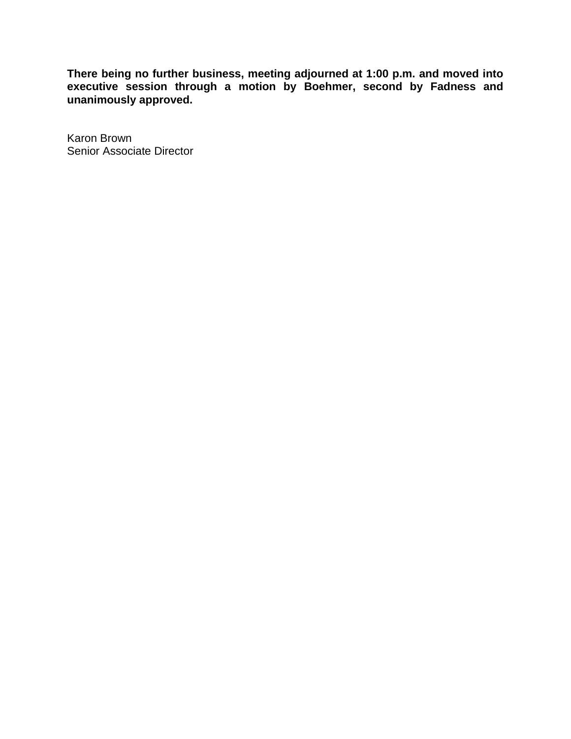**There being no further business, meeting adjourned at 1:00 p.m. and moved into executive session through a motion by Boehmer, second by Fadness and unanimously approved.**

Karon Brown
Senior Associate Director